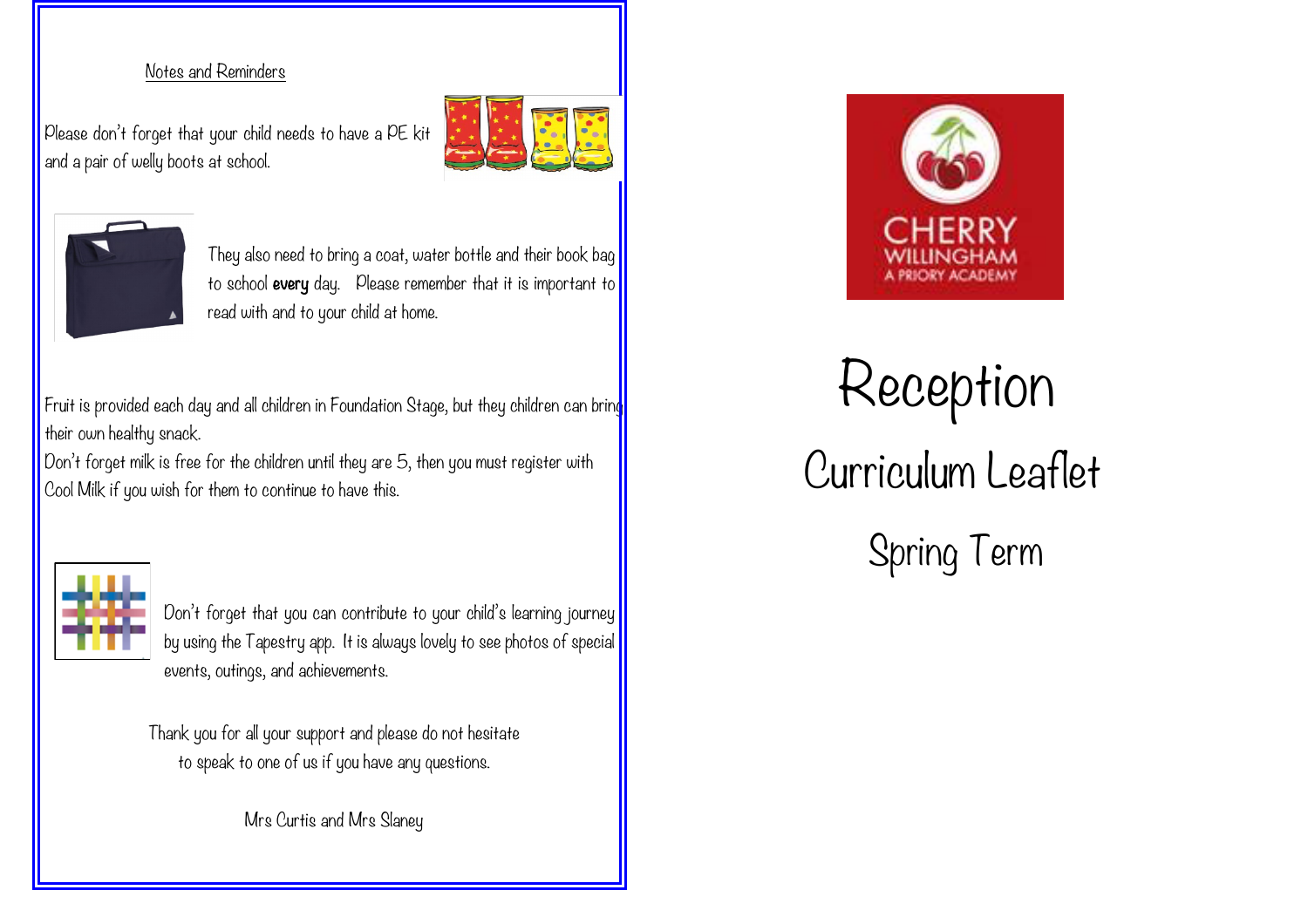## Notes and Reminders

Please don't forget that your child needs to have a PE kit and a pair of welly boots at school.

They also need to bring a coat, water bottle and their book bag to school **every** day. Please remember that it is important to read with and to your child at home.

Fruit is provided each day and all children in Foundation Stage, but they children can bring their own healthy snack.

Don't forget milk is free for the children until they are 5, then you must register with Cool Milk if you wish for them to continue to have this.

Don't forget that you can contribute to your child's learning journey by using the Tapestry app. It is always lovely to see photos of special events, outings, and achievements.

Thank you for all your support and please do not hesitate to speak to one of us if you have any questions.

Mrs Curtis and Mrs Slaney

CHERRY WILLINGHAM
A PRIORY ACADEMY

# Reception

## Curriculum Leaflet

### Spring Term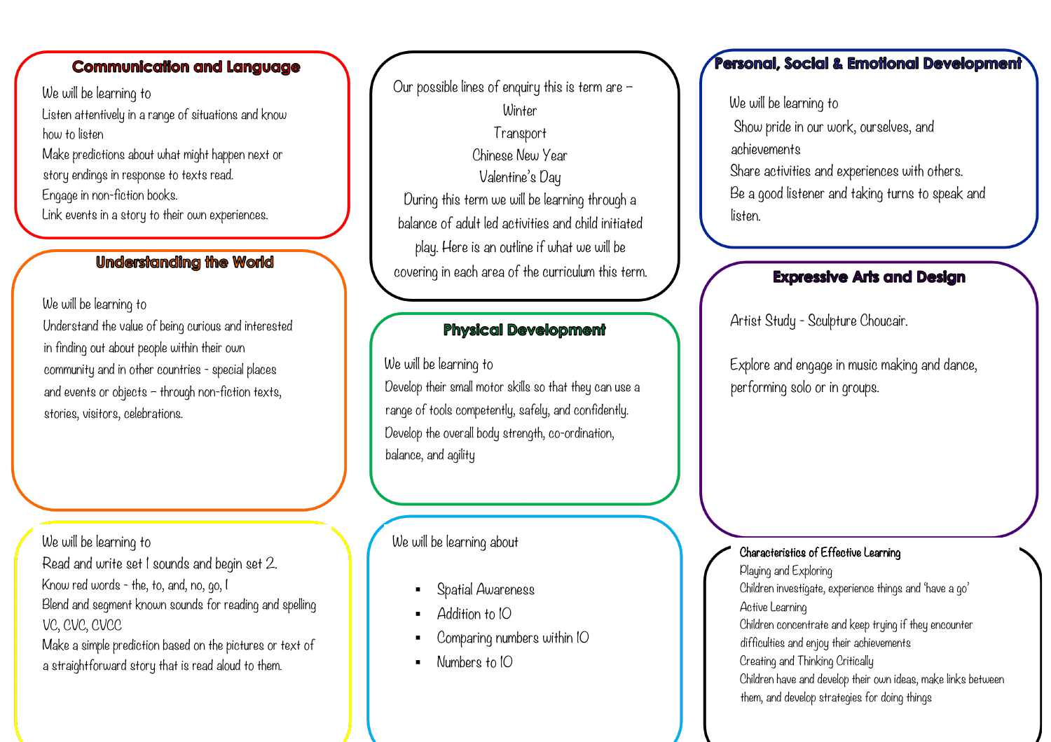## Communication and Language

We will be learning to

Listen attentively in a range of situations and know how to listen

Make predictions about what might happen next or story endings in response to texts read.

Engage in non-fiction books.

Link events in a story to their own experiences.

## Understanding the World

We will be learning to

Understand the value of being curious and interested in finding out about people within their own community and in other countries - special places and events or objects – through non-fiction texts, stories, visitors, celebrations.

We will be learning to

Read and write set 1 sounds and begin set 2.

Know red words - the, to, and, no, go, I

Blend and segment known sounds for reading and spelling VC, CVC, CVCC

Make a simple prediction based on the pictures or text of a straightforward story that is read aloud to them.

Our possible lines of enquiry this is term are –

Winter

Transport

Chinese New Year

Valentine's Day

During this term we will be learning through a balance of adult led activities and child initiated play. Here is an outline if what we will be covering in each area of the curriculum this term.

## Physical Development

We will be learning to

Develop their small motor skills so that they can use a range of tools competently, safely, and confidently.

Develop the overall body strength, co-ordination, balance, and agility

We will be learning about

- Spatial Awareness
- Addition to 10
- Comparing numbers within 10
- Numbers to 10

## Personal, Social & Emotional Development

We will be learning to

Show pride in our work, ourselves, and achievements

Share activities and experiences with others.

Be a good listener and taking turns to speak and listen.

## Expressive Arts and Design

Artist Study - Sculpture Choucair.

Explore and engage in music making and dance, performing solo or in groups.

**Characteristics of Effective Learning**

Playing and Exploring

Children investigate, experience things and 'have a go'

Active Learning

Children concentrate and keep trying if they encounter difficulties and enjoy their achievements

Creating and Thinking Critically

Children have and develop their own ideas, make links between them, and develop strategies for doing things